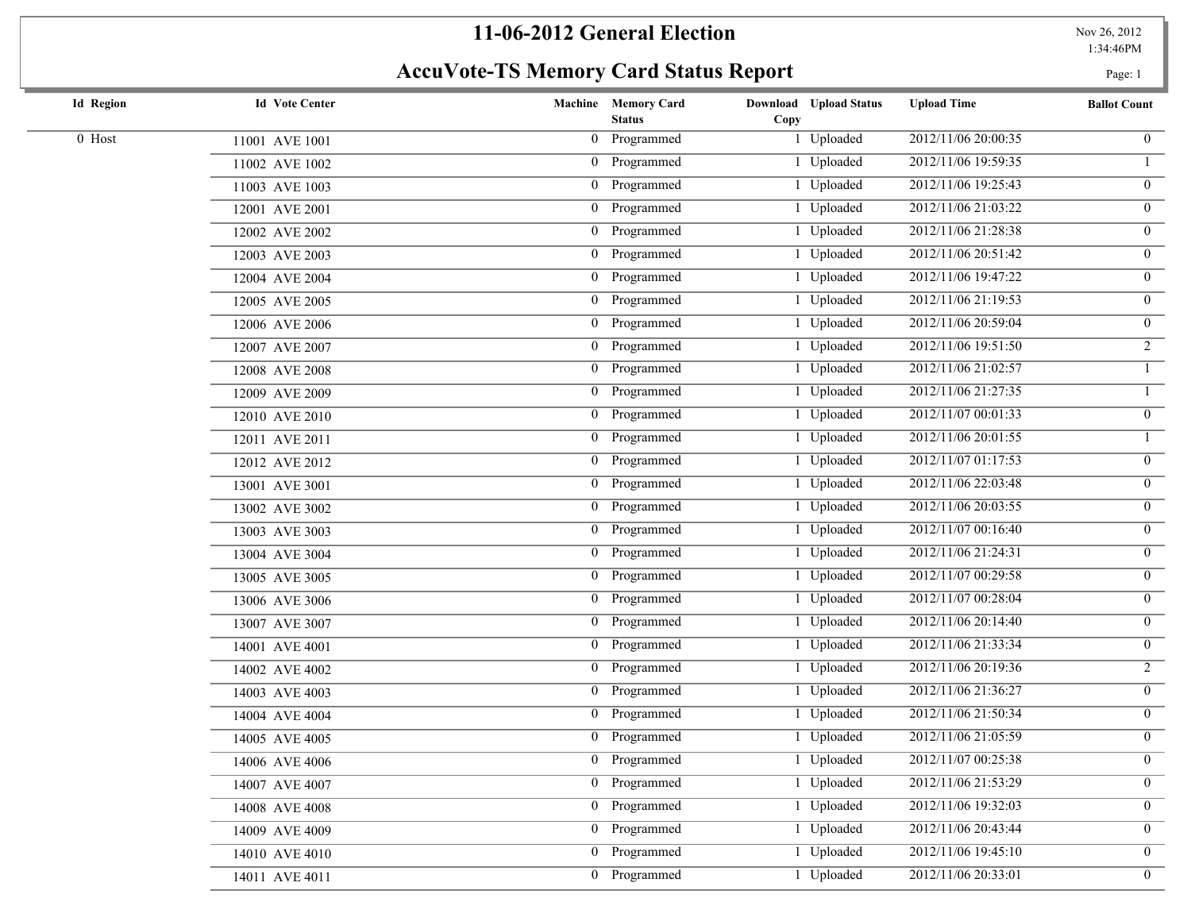# 11-06-2012 General Election

## AccuVote-TS Memory Card Status Report

Nov 26, 2012
1:34:46PM

| Id | Region | Id | Vote Center | Machine | Memory Card Status | Download Copy | Upload Status | Upload Time | Ballot Count |
|---|---|---|---|---|---|---|---|---|---|
| 0 | Host | 11001 | AVE 1001 | 0 | Programmed | 1 | Uploaded | 2012/11/06 20:00:35 | 0 |
| | | 11002 | AVE 1002 | 0 | Programmed | 1 | Uploaded | 2012/11/06 19:59:35 | 1 |
| | | 11003 | AVE 1003 | 0 | Programmed | 1 | Uploaded | 2012/11/06 19:25:43 | 0 |
| | | 12001 | AVE 2001 | 0 | Programmed | 1 | Uploaded | 2012/11/06 21:03:22 | 0 |
| | | 12002 | AVE 2002 | 0 | Programmed | 1 | Uploaded | 2012/11/06 21:28:38 | 0 |
| | | 12003 | AVE 2003 | 0 | Programmed | 1 | Uploaded | 2012/11/06 20:51:42 | 0 |
| | | 12004 | AVE 2004 | 0 | Programmed | 1 | Uploaded | 2012/11/06 19:47:22 | 0 |
| | | 12005 | AVE 2005 | 0 | Programmed | 1 | Uploaded | 2012/11/06 21:19:53 | 0 |
| | | 12006 | AVE 2006 | 0 | Programmed | 1 | Uploaded | 2012/11/06 20:59:04 | 0 |
| | | 12007 | AVE 2007 | 0 | Programmed | 1 | Uploaded | 2012/11/06 19:51:50 | 2 |
| | | 12008 | AVE 2008 | 0 | Programmed | 1 | Uploaded | 2012/11/06 21:02:57 | 1 |
| | | 12009 | AVE 2009 | 0 | Programmed | 1 | Uploaded | 2012/11/06 21:27:35 | 1 |
| | | 12010 | AVE 2010 | 0 | Programmed | 1 | Uploaded | 2012/11/07 00:01:33 | 0 |
| | | 12011 | AVE 2011 | 0 | Programmed | 1 | Uploaded | 2012/11/06 20:01:55 | 1 |
| | | 12012 | AVE 2012 | 0 | Programmed | 1 | Uploaded | 2012/11/07 01:17:53 | 0 |
| | | 13001 | AVE 3001 | 0 | Programmed | 1 | Uploaded | 2012/11/06 22:03:48 | 0 |
| | | 13002 | AVE 3002 | 0 | Programmed | 1 | Uploaded | 2012/11/06 20:03:55 | 0 |
| | | 13003 | AVE 3003 | 0 | Programmed | 1 | Uploaded | 2012/11/07 00:16:40 | 0 |
| | | 13004 | AVE 3004 | 0 | Programmed | 1 | Uploaded | 2012/11/06 21:24:31 | 0 |
| | | 13005 | AVE 3005 | 0 | Programmed | 1 | Uploaded | 2012/11/07 00:29:58 | 0 |
| | | 13006 | AVE 3006 | 0 | Programmed | 1 | Uploaded | 2012/11/07 00:28:04 | 0 |
| | | 13007 | AVE 3007 | 0 | Programmed | 1 | Uploaded | 2012/11/06 20:14:40 | 0 |
| | | 14001 | AVE 4001 | 0 | Programmed | 1 | Uploaded | 2012/11/06 21:33:34 | 0 |
| | | 14002 | AVE 4002 | 0 | Programmed | 1 | Uploaded | 2012/11/06 20:19:36 | 2 |
| | | 14003 | AVE 4003 | 0 | Programmed | 1 | Uploaded | 2012/11/06 21:36:27 | 0 |
| | | 14004 | AVE 4004 | 0 | Programmed | 1 | Uploaded | 2012/11/06 21:50:34 | 0 |
| | | 14005 | AVE 4005 | 0 | Programmed | 1 | Uploaded | 2012/11/06 21:05:59 | 0 |
| | | 14006 | AVE 4006 | 0 | Programmed | 1 | Uploaded | 2012/11/07 00:25:38 | 0 |
| | | 14007 | AVE 4007 | 0 | Programmed | 1 | Uploaded | 2012/11/06 21:53:29 | 0 |
| | | 14008 | AVE 4008 | 0 | Programmed | 1 | Uploaded | 2012/11/06 19:32:03 | 0 |
| | | 14009 | AVE 4009 | 0 | Programmed | 1 | Uploaded | 2012/11/06 20:43:44 | 0 |
| | | 14010 | AVE 4010 | 0 | Programmed | 1 | Uploaded | 2012/11/06 19:45:10 | 0 |
| | | 14011 | AVE 4011 | 0 | Programmed | 1 | Uploaded | 2012/11/06 20:33:01 | 0 |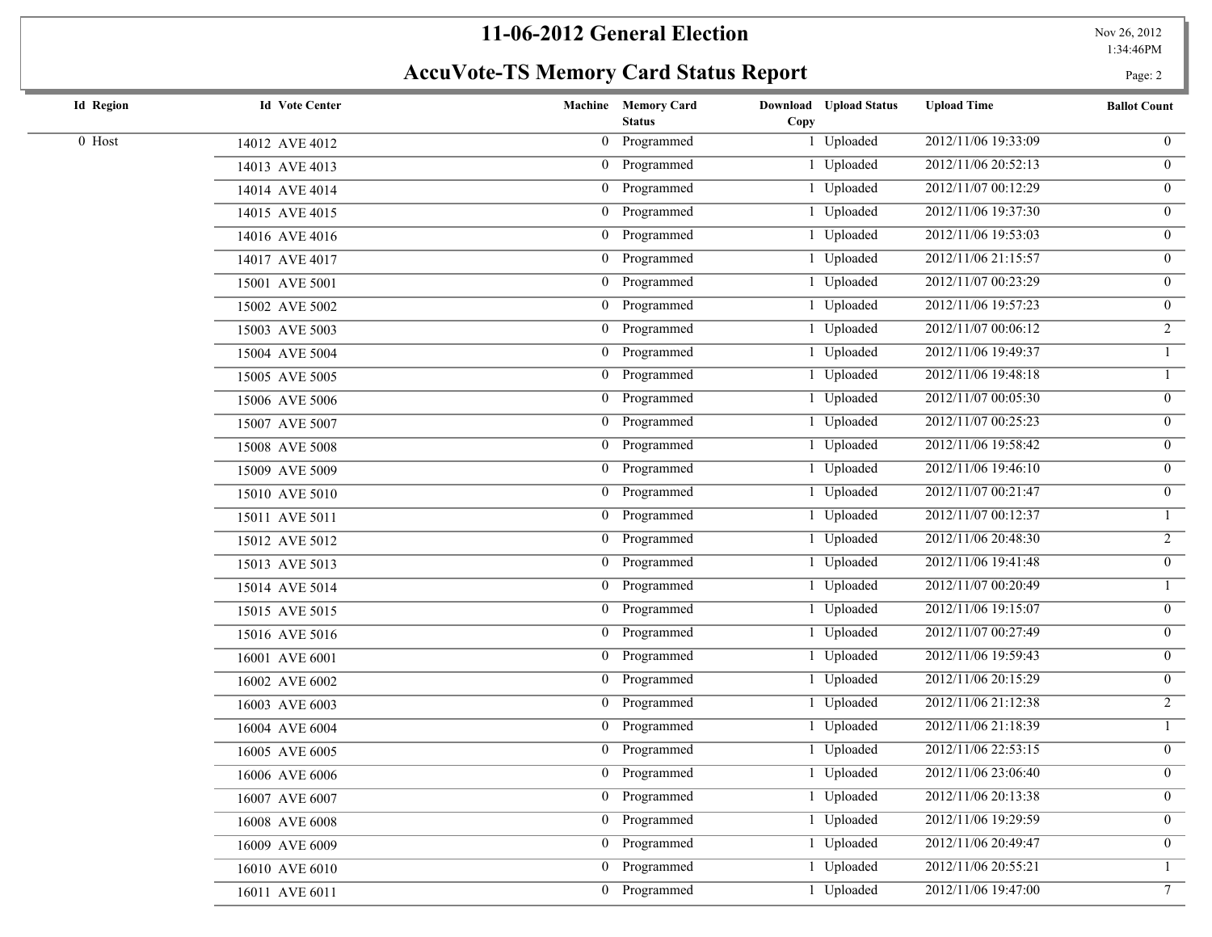# 11-06-2012 General Election

## AccuVote-TS Memory Card Status Report

| Id | Region | Id | Vote Center | Machine | Memory Card Status | Download Copy | Upload Status | Upload Time | Ballot Count |
|---|---|---|---|---|---|---|---|---|---|
| 0 | Host | 14012 | AVE 4012 | 0 | Programmed | 1 | Uploaded | 2012/11/06 19:33:09 | 0 |
| | | 14013 | AVE 4013 | 0 | Programmed | 1 | Uploaded | 2012/11/06 20:52:13 | 0 |
| | | 14014 | AVE 4014 | 0 | Programmed | 1 | Uploaded | 2012/11/07 00:12:29 | 0 |
| | | 14015 | AVE 4015 | 0 | Programmed | 1 | Uploaded | 2012/11/06 19:37:30 | 0 |
| | | 14016 | AVE 4016 | 0 | Programmed | 1 | Uploaded | 2012/11/06 19:53:03 | 0 |
| | | 14017 | AVE 4017 | 0 | Programmed | 1 | Uploaded | 2012/11/06 21:15:57 | 0 |
| | | 15001 | AVE 5001 | 0 | Programmed | 1 | Uploaded | 2012/11/07 00:23:29 | 0 |
| | | 15002 | AVE 5002 | 0 | Programmed | 1 | Uploaded | 2012/11/06 19:57:23 | 0 |
| | | 15003 | AVE 5003 | 0 | Programmed | 1 | Uploaded | 2012/11/07 00:06:12 | 2 |
| | | 15004 | AVE 5004 | 0 | Programmed | 1 | Uploaded | 2012/11/06 19:49:37 | 1 |
| | | 15005 | AVE 5005 | 0 | Programmed | 1 | Uploaded | 2012/11/06 19:48:18 | 1 |
| | | 15006 | AVE 5006 | 0 | Programmed | 1 | Uploaded | 2012/11/07 00:05:30 | 0 |
| | | 15007 | AVE 5007 | 0 | Programmed | 1 | Uploaded | 2012/11/07 00:25:23 | 0 |
| | | 15008 | AVE 5008 | 0 | Programmed | 1 | Uploaded | 2012/11/06 19:58:42 | 0 |
| | | 15009 | AVE 5009 | 0 | Programmed | 1 | Uploaded | 2012/11/06 19:46:10 | 0 |
| | | 15010 | AVE 5010 | 0 | Programmed | 1 | Uploaded | 2012/11/07 00:21:47 | 0 |
| | | 15011 | AVE 5011 | 0 | Programmed | 1 | Uploaded | 2012/11/07 00:12:37 | 1 |
| | | 15012 | AVE 5012 | 0 | Programmed | 1 | Uploaded | 2012/11/06 20:48:30 | 2 |
| | | 15013 | AVE 5013 | 0 | Programmed | 1 | Uploaded | 2012/11/06 19:41:48 | 0 |
| | | 15014 | AVE 5014 | 0 | Programmed | 1 | Uploaded | 2012/11/07 00:20:49 | 1 |
| | | 15015 | AVE 5015 | 0 | Programmed | 1 | Uploaded | 2012/11/06 19:15:07 | 0 |
| | | 15016 | AVE 5016 | 0 | Programmed | 1 | Uploaded | 2012/11/07 00:27:49 | 0 |
| | | 16001 | AVE 6001 | 0 | Programmed | 1 | Uploaded | 2012/11/06 19:59:43 | 0 |
| | | 16002 | AVE 6002 | 0 | Programmed | 1 | Uploaded | 2012/11/06 20:15:29 | 0 |
| | | 16003 | AVE 6003 | 0 | Programmed | 1 | Uploaded | 2012/11/06 21:12:38 | 2 |
| | | 16004 | AVE 6004 | 0 | Programmed | 1 | Uploaded | 2012/11/06 21:18:39 | 1 |
| | | 16005 | AVE 6005 | 0 | Programmed | 1 | Uploaded | 2012/11/06 22:53:15 | 0 |
| | | 16006 | AVE 6006 | 0 | Programmed | 1 | Uploaded | 2012/11/06 23:06:40 | 0 |
| | | 16007 | AVE 6007 | 0 | Programmed | 1 | Uploaded | 2012/11/06 20:13:38 | 0 |
| | | 16008 | AVE 6008 | 0 | Programmed | 1 | Uploaded | 2012/11/06 19:29:59 | 0 |
| | | 16009 | AVE 6009 | 0 | Programmed | 1 | Uploaded | 2012/11/06 20:49:47 | 0 |
| | | 16010 | AVE 6010 | 0 | Programmed | 1 | Uploaded | 2012/11/06 20:55:21 | 1 |
| | | 16011 | AVE 6011 | 0 | Programmed | 1 | Uploaded | 2012/11/06 19:47:00 | 7 |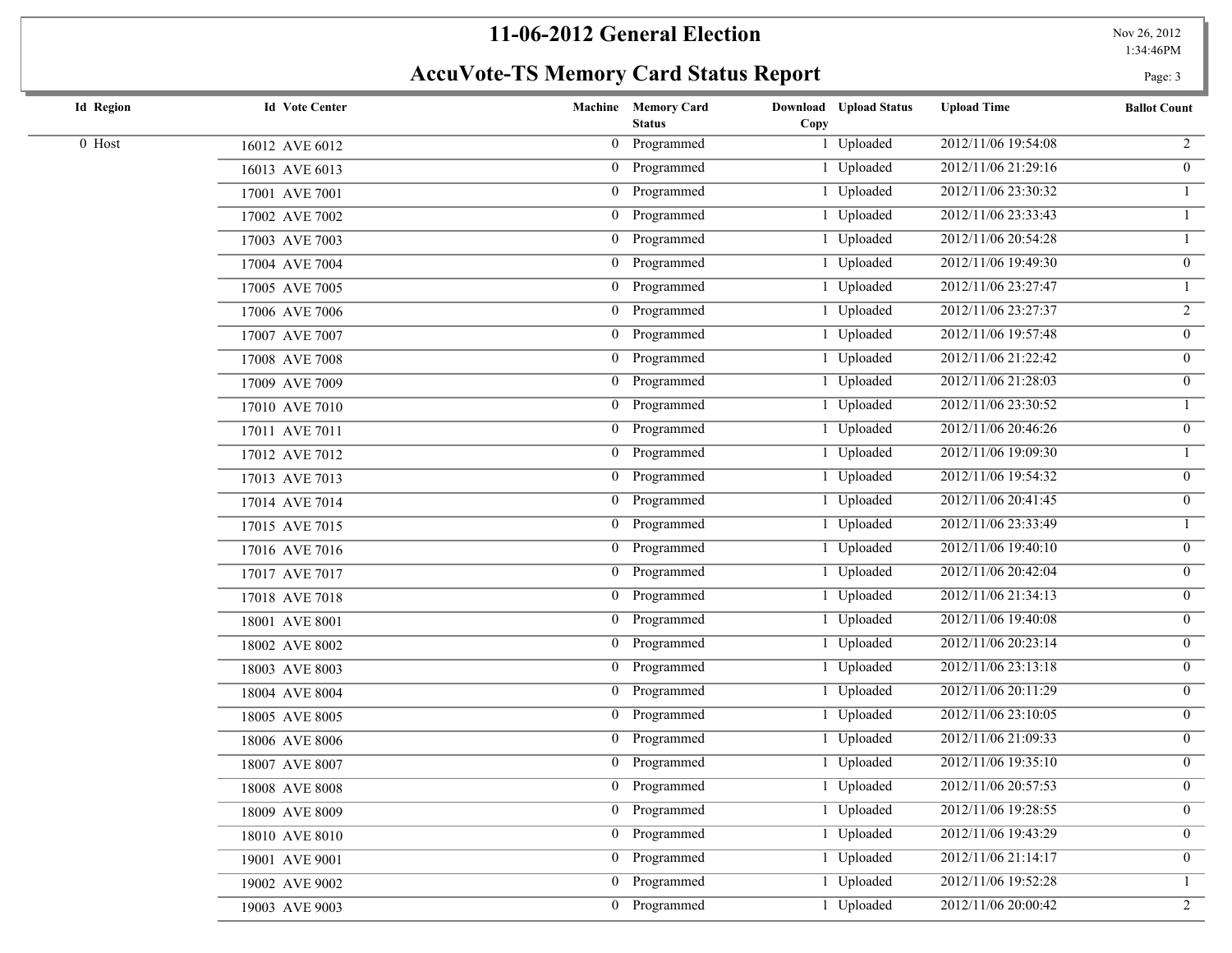# 11-06-2012 General Election

## AccuVote-TS Memory Card Status Report

Nov 26, 2012
1:34:46PM

| Id | Region | Id | Vote Center | Machine | Memory Card Status | Download Copy | Upload Status | Upload Time | Ballot Count |
|---|---|---|---|---|---|---|---|---|---|
| 0 | Host | 16012 | AVE 6012 | 0 | Programmed | 1 | Uploaded | 2012/11/06 19:54:08 | 2 |
| | | 16013 | AVE 6013 | 0 | Programmed | 1 | Uploaded | 2012/11/06 21:29:16 | 0 |
| | | 17001 | AVE 7001 | 0 | Programmed | 1 | Uploaded | 2012/11/06 23:30:32 | 1 |
| | | 17002 | AVE 7002 | 0 | Programmed | 1 | Uploaded | 2012/11/06 23:33:43 | 1 |
| | | 17003 | AVE 7003 | 0 | Programmed | 1 | Uploaded | 2012/11/06 20:54:28 | 1 |
| | | 17004 | AVE 7004 | 0 | Programmed | 1 | Uploaded | 2012/11/06 19:49:30 | 0 |
| | | 17005 | AVE 7005 | 0 | Programmed | 1 | Uploaded | 2012/11/06 23:27:47 | 1 |
| | | 17006 | AVE 7006 | 0 | Programmed | 1 | Uploaded | 2012/11/06 23:27:37 | 2 |
| | | 17007 | AVE 7007 | 0 | Programmed | 1 | Uploaded | 2012/11/06 19:57:48 | 0 |
| | | 17008 | AVE 7008 | 0 | Programmed | 1 | Uploaded | 2012/11/06 21:22:42 | 0 |
| | | 17009 | AVE 7009 | 0 | Programmed | 1 | Uploaded | 2012/11/06 21:28:03 | 0 |
| | | 17010 | AVE 7010 | 0 | Programmed | 1 | Uploaded | 2012/11/06 23:30:52 | 1 |
| | | 17011 | AVE 7011 | 0 | Programmed | 1 | Uploaded | 2012/11/06 20:46:26 | 0 |
| | | 17012 | AVE 7012 | 0 | Programmed | 1 | Uploaded | 2012/11/06 19:09:30 | 1 |
| | | 17013 | AVE 7013 | 0 | Programmed | 1 | Uploaded | 2012/11/06 19:54:32 | 0 |
| | | 17014 | AVE 7014 | 0 | Programmed | 1 | Uploaded | 2012/11/06 20:41:45 | 0 |
| | | 17015 | AVE 7015 | 0 | Programmed | 1 | Uploaded | 2012/11/06 23:33:49 | 1 |
| | | 17016 | AVE 7016 | 0 | Programmed | 1 | Uploaded | 2012/11/06 19:40:10 | 0 |
| | | 17017 | AVE 7017 | 0 | Programmed | 1 | Uploaded | 2012/11/06 20:42:04 | 0 |
| | | 17018 | AVE 7018 | 0 | Programmed | 1 | Uploaded | 2012/11/06 21:34:13 | 0 |
| | | 18001 | AVE 8001 | 0 | Programmed | 1 | Uploaded | 2012/11/06 19:40:08 | 0 |
| | | 18002 | AVE 8002 | 0 | Programmed | 1 | Uploaded | 2012/11/06 20:23:14 | 0 |
| | | 18003 | AVE 8003 | 0 | Programmed | 1 | Uploaded | 2012/11/06 23:13:18 | 0 |
| | | 18004 | AVE 8004 | 0 | Programmed | 1 | Uploaded | 2012/11/06 20:11:29 | 0 |
| | | 18005 | AVE 8005 | 0 | Programmed | 1 | Uploaded | 2012/11/06 23:10:05 | 0 |
| | | 18006 | AVE 8006 | 0 | Programmed | 1 | Uploaded | 2012/11/06 21:09:33 | 0 |
| | | 18007 | AVE 8007 | 0 | Programmed | 1 | Uploaded | 2012/11/06 19:35:10 | 0 |
| | | 18008 | AVE 8008 | 0 | Programmed | 1 | Uploaded | 2012/11/06 20:57:53 | 0 |
| | | 18009 | AVE 8009 | 0 | Programmed | 1 | Uploaded | 2012/11/06 19:28:55 | 0 |
| | | 18010 | AVE 8010 | 0 | Programmed | 1 | Uploaded | 2012/11/06 19:43:29 | 0 |
| | | 19001 | AVE 9001 | 0 | Programmed | 1 | Uploaded | 2012/11/06 21:14:17 | 0 |
| | | 19002 | AVE 9002 | 0 | Programmed | 1 | Uploaded | 2012/11/06 19:52:28 | 1 |
| | | 19003 | AVE 9003 | 0 | Programmed | 1 | Uploaded | 2012/11/06 20:00:42 | 2 |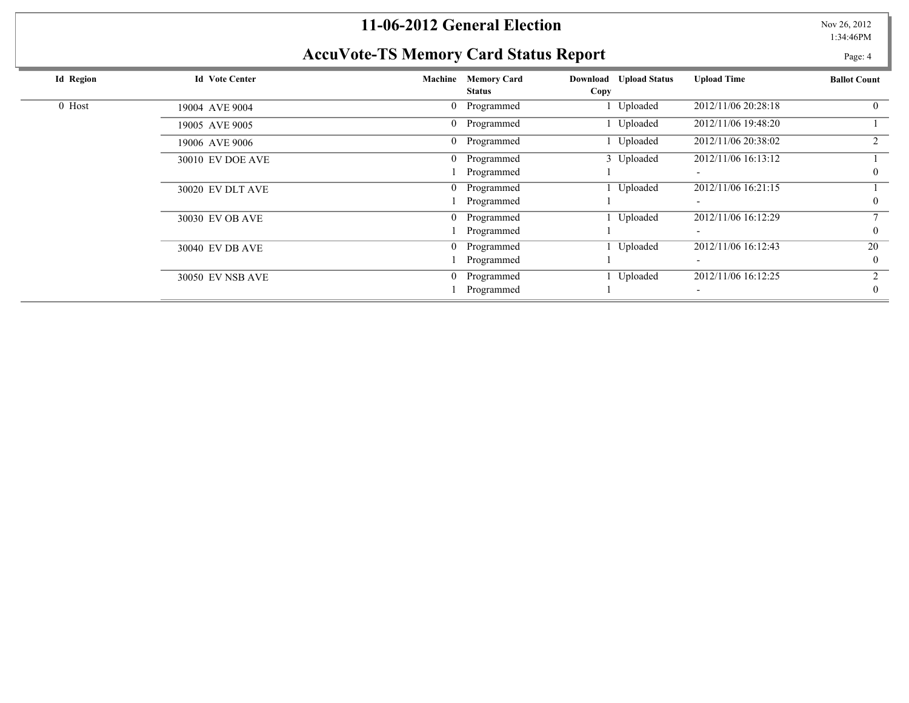# 11-06-2012 General Election

## AccuVote-TS Memory Card Status Report

Nov 26, 2012
1:34:46PM

| Id | Region | Id | Vote Center | Machine | Memory Card Status | Download Copy | Upload Status | Upload Time | Ballot Count |
|---|---|---|---|---|---|---|---|---|---|
| 0 | Host | 19004 | AVE 9004 | 0 | Programmed | 1 | Uploaded | 2012/11/06 20:28:18 | 0 |
| | | 19005 | AVE 9005 | 0 | Programmed | 1 | Uploaded | 2012/11/06 19:48:20 | 1 |
| | | 19006 | AVE 9006 | 0 | Programmed | 1 | Uploaded | 2012/11/06 20:38:02 | 2 |
| | | 30010 | EV DOE AVE | 0 | Programmed | 3 | Uploaded | 2012/11/06 16:13:12 | 1 |
| | | | | 1 | Programmed | 1 | | - | 0 |
| | | 30020 | EV DLT AVE | 0 | Programmed | 1 | Uploaded | 2012/11/06 16:21:15 | 1 |
| | | | | 1 | Programmed | 1 | | - | 0 |
| | | 30030 | EV OB AVE | 0 | Programmed | 1 | Uploaded | 2012/11/06 16:12:29 | 7 |
| | | | | 1 | Programmed | 1 | | - | 0 |
| | | 30040 | EV DB AVE | 0 | Programmed | 1 | Uploaded | 2012/11/06 16:12:43 | 20 |
| | | | | 1 | Programmed | 1 | | - | 0 |
| | | 30050 | EV NSB AVE | 0 | Programmed | 1 | Uploaded | 2012/11/06 16:12:25 | 2 |
| | | | | 1 | Programmed | 1 | | - | 0 |